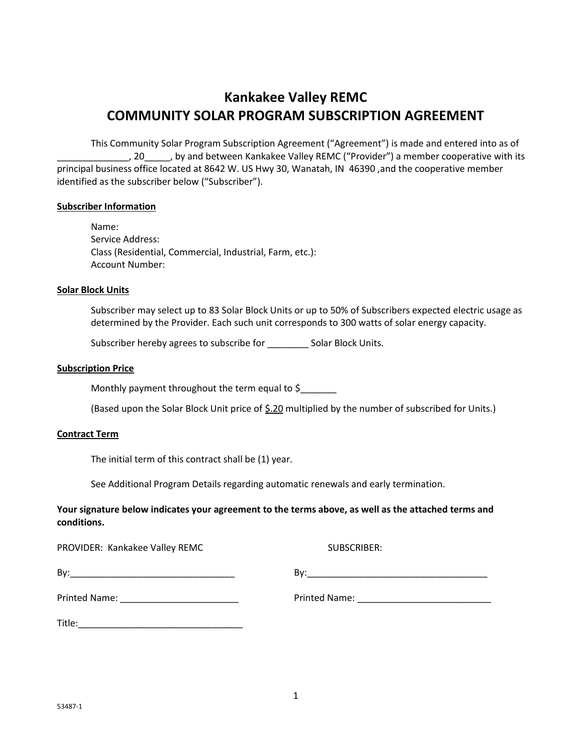# Kankakee Valley REMC
# COMMUNITY SOLAR PROGRAM SUBSCRIPTION AGREEMENT

This Community Solar Program Subscription Agreement ("Agreement") is made and entered into as of ______________, 20_____, by and between Kankakee Valley REMC ("Provider") a member cooperative with its principal business office located at 8642 W. US Hwy 30, Wanatah, IN 46390 ,and the cooperative member identified as the subscriber below ("Subscriber").

**Subscriber Information**

Name:
Service Address:
Class (Residential, Commercial, Industrial, Farm, etc.):
Account Number:

**Solar Block Units**

Subscriber may select up to 83 Solar Block Units or up to 50% of Subscribers expected electric usage as determined by the Provider. Each such unit corresponds to 300 watts of solar energy capacity.

Subscriber hereby agrees to subscribe for ________ Solar Block Units.

**Subscription Price**

Monthly payment throughout the term equal to $_______

(Based upon the Solar Block Unit price of $.20 multiplied by the number of subscribed for Units.)

**Contract Term**

The initial term of this contract shall be (1) year.

See Additional Program Details regarding automatic renewals and early termination.

**Your signature below indicates your agreement to the terms above, as well as the attached terms and conditions.**

PROVIDER: Kankakee Valley REMC

By:________________________________

Printed Name: _______________________

Title:_________________________________

SUBSCRIBER:

By:___________________________________

Printed Name: __________________________

53487-1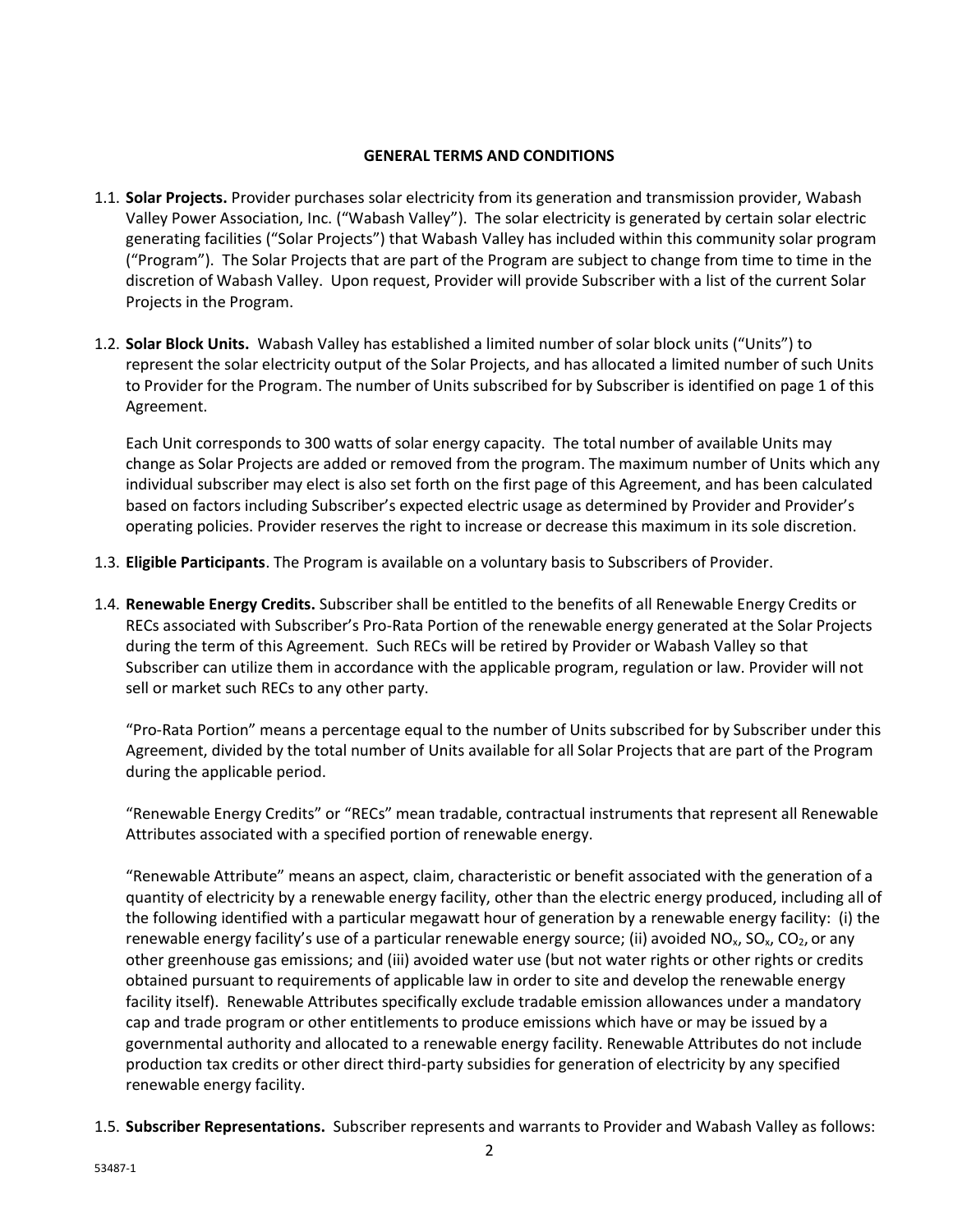## GENERAL TERMS AND CONDITIONS

1.1. **Solar Projects.** Provider purchases solar electricity from its generation and transmission provider, Wabash Valley Power Association, Inc. ("Wabash Valley"). The solar electricity is generated by certain solar electric generating facilities ("Solar Projects") that Wabash Valley has included within this community solar program ("Program"). The Solar Projects that are part of the Program are subject to change from time to time in the discretion of Wabash Valley. Upon request, Provider will provide Subscriber with a list of the current Solar Projects in the Program.

1.2. **Solar Block Units.** Wabash Valley has established a limited number of solar block units ("Units") to represent the solar electricity output of the Solar Projects, and has allocated a limited number of such Units to Provider for the Program. The number of Units subscribed for by Subscriber is identified on page 1 of this Agreement.

Each Unit corresponds to 300 watts of solar energy capacity. The total number of available Units may change as Solar Projects are added or removed from the program. The maximum number of Units which any individual subscriber may elect is also set forth on the first page of this Agreement, and has been calculated based on factors including Subscriber's expected electric usage as determined by Provider and Provider's operating policies. Provider reserves the right to increase or decrease this maximum in its sole discretion.

1.3. **Eligible Participants**. The Program is available on a voluntary basis to Subscribers of Provider.

1.4. **Renewable Energy Credits.** Subscriber shall be entitled to the benefits of all Renewable Energy Credits or RECs associated with Subscriber's Pro-Rata Portion of the renewable energy generated at the Solar Projects during the term of this Agreement. Such RECs will be retired by Provider or Wabash Valley so that Subscriber can utilize them in accordance with the applicable program, regulation or law. Provider will not sell or market such RECs to any other party.

"Pro-Rata Portion" means a percentage equal to the number of Units subscribed for by Subscriber under this Agreement, divided by the total number of Units available for all Solar Projects that are part of the Program during the applicable period.

"Renewable Energy Credits" or "RECs" mean tradable, contractual instruments that represent all Renewable Attributes associated with a specified portion of renewable energy.

"Renewable Attribute" means an aspect, claim, characteristic or benefit associated with the generation of a quantity of electricity by a renewable energy facility, other than the electric energy produced, including all of the following identified with a particular megawatt hour of generation by a renewable energy facility: (i) the renewable energy facility's use of a particular renewable energy source; (ii) avoided $NO_x$, $SO_x$, $CO_2$, or any other greenhouse gas emissions; and (iii) avoided water use (but not water rights or other rights or credits obtained pursuant to requirements of applicable law in order to site and develop the renewable energy facility itself). Renewable Attributes specifically exclude tradable emission allowances under a mandatory cap and trade program or other entitlements to produce emissions which have or may be issued by a governmental authority and allocated to a renewable energy facility. Renewable Attributes do not include production tax credits or other direct third-party subsidies for generation of electricity by any specified renewable energy facility.

1.5. **Subscriber Representations.** Subscriber represents and warrants to Provider and Wabash Valley as follows: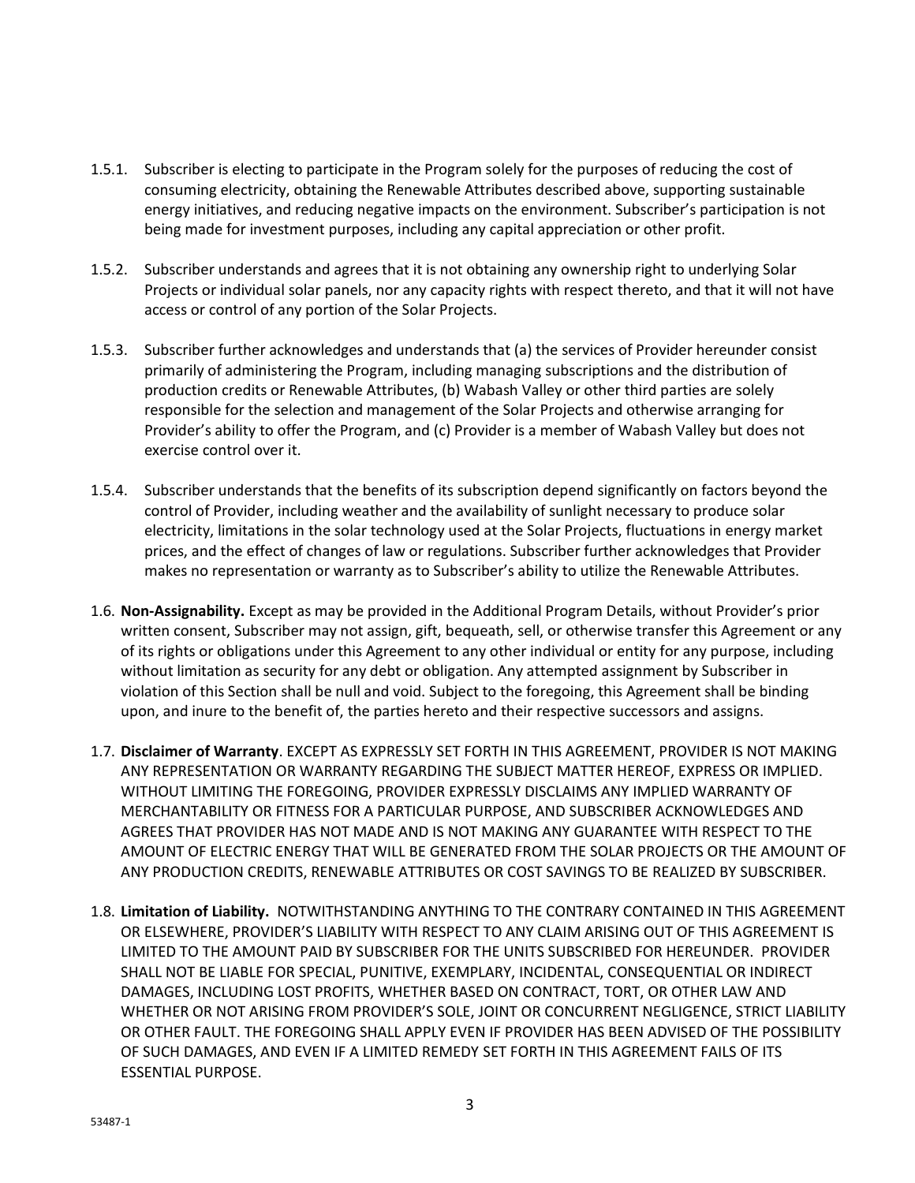1.5.1. Subscriber is electing to participate in the Program solely for the purposes of reducing the cost of consuming electricity, obtaining the Renewable Attributes described above, supporting sustainable energy initiatives, and reducing negative impacts on the environment. Subscriber's participation is not being made for investment purposes, including any capital appreciation or other profit.

1.5.2. Subscriber understands and agrees that it is not obtaining any ownership right to underlying Solar Projects or individual solar panels, nor any capacity rights with respect thereto, and that it will not have access or control of any portion of the Solar Projects.

1.5.3. Subscriber further acknowledges and understands that (a) the services of Provider hereunder consist primarily of administering the Program, including managing subscriptions and the distribution of production credits or Renewable Attributes, (b) Wabash Valley or other third parties are solely responsible for the selection and management of the Solar Projects and otherwise arranging for Provider's ability to offer the Program, and (c) Provider is a member of Wabash Valley but does not exercise control over it.

1.5.4. Subscriber understands that the benefits of its subscription depend significantly on factors beyond the control of Provider, including weather and the availability of sunlight necessary to produce solar electricity, limitations in the solar technology used at the Solar Projects, fluctuations in energy market prices, and the effect of changes of law or regulations. Subscriber further acknowledges that Provider makes no representation or warranty as to Subscriber's ability to utilize the Renewable Attributes.

1.6. **Non-Assignability.** Except as may be provided in the Additional Program Details, without Provider's prior written consent, Subscriber may not assign, gift, bequeath, sell, or otherwise transfer this Agreement or any of its rights or obligations under this Agreement to any other individual or entity for any purpose, including without limitation as security for any debt or obligation. Any attempted assignment by Subscriber in violation of this Section shall be null and void. Subject to the foregoing, this Agreement shall be binding upon, and inure to the benefit of, the parties hereto and their respective successors and assigns.

1.7. **Disclaimer of Warranty**. EXCEPT AS EXPRESSLY SET FORTH IN THIS AGREEMENT, PROVIDER IS NOT MAKING ANY REPRESENTATION OR WARRANTY REGARDING THE SUBJECT MATTER HEREOF, EXPRESS OR IMPLIED. WITHOUT LIMITING THE FOREGOING, PROVIDER EXPRESSLY DISCLAIMS ANY IMPLIED WARRANTY OF MERCHANTABILITY OR FITNESS FOR A PARTICULAR PURPOSE, AND SUBSCRIBER ACKNOWLEDGES AND AGREES THAT PROVIDER HAS NOT MADE AND IS NOT MAKING ANY GUARANTEE WITH RESPECT TO THE AMOUNT OF ELECTRIC ENERGY THAT WILL BE GENERATED FROM THE SOLAR PROJECTS OR THE AMOUNT OF ANY PRODUCTION CREDITS, RENEWABLE ATTRIBUTES OR COST SAVINGS TO BE REALIZED BY SUBSCRIBER.

1.8. **Limitation of Liability.** NOTWITHSTANDING ANYTHING TO THE CONTRARY CONTAINED IN THIS AGREEMENT OR ELSEWHERE, PROVIDER'S LIABILITY WITH RESPECT TO ANY CLAIM ARISING OUT OF THIS AGREEMENT IS LIMITED TO THE AMOUNT PAID BY SUBSCRIBER FOR THE UNITS SUBSCRIBED FOR HEREUNDER. PROVIDER SHALL NOT BE LIABLE FOR SPECIAL, PUNITIVE, EXEMPLARY, INCIDENTAL, CONSEQUENTIAL OR INDIRECT DAMAGES, INCLUDING LOST PROFITS, WHETHER BASED ON CONTRACT, TORT, OR OTHER LAW AND WHETHER OR NOT ARISING FROM PROVIDER'S SOLE, JOINT OR CONCURRENT NEGLIGENCE, STRICT LIABILITY OR OTHER FAULT. THE FOREGOING SHALL APPLY EVEN IF PROVIDER HAS BEEN ADVISED OF THE POSSIBILITY OF SUCH DAMAGES, AND EVEN IF A LIMITED REMEDY SET FORTH IN THIS AGREEMENT FAILS OF ITS ESSENTIAL PURPOSE.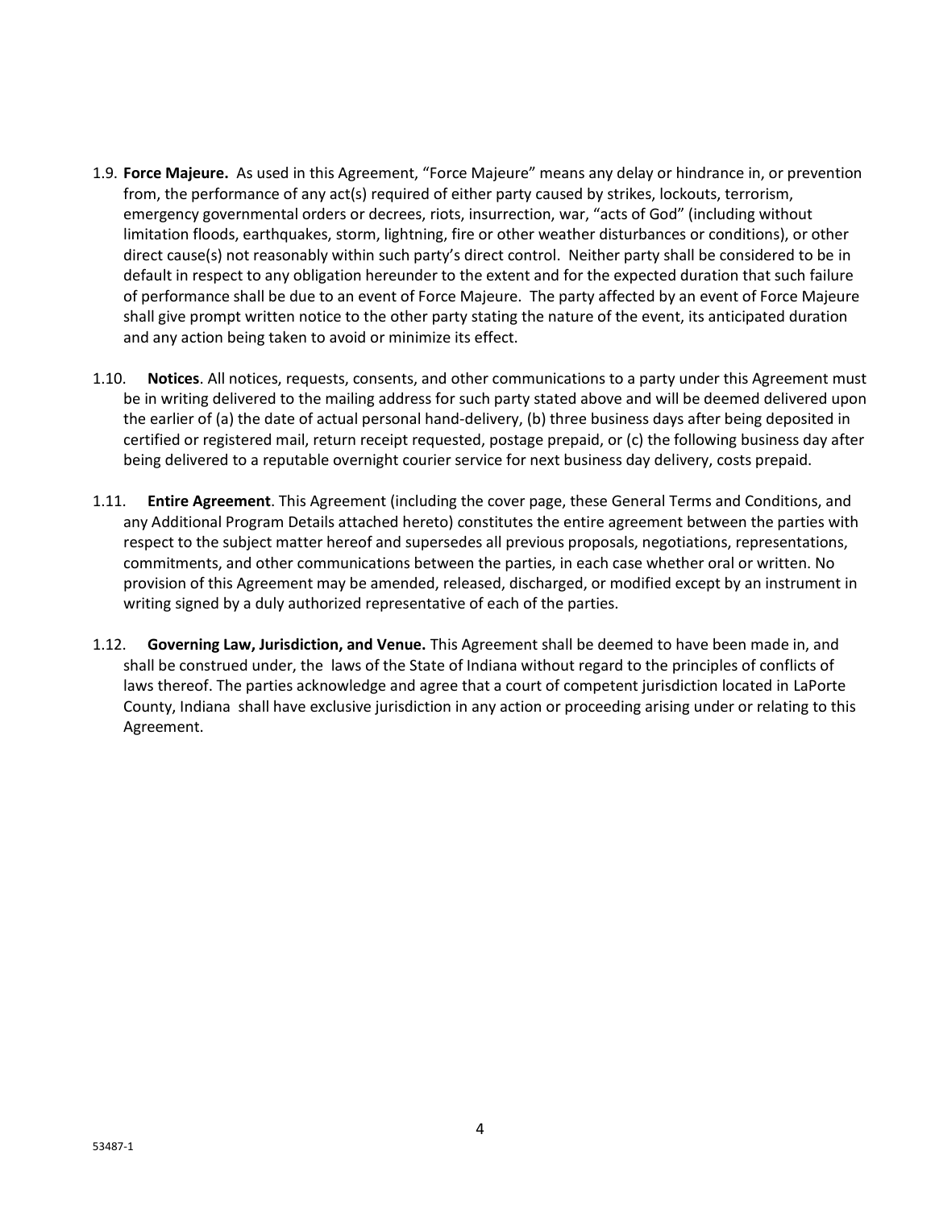1.9. **Force Majeure.** As used in this Agreement, "Force Majeure" means any delay or hindrance in, or prevention from, the performance of any act(s) required of either party caused by strikes, lockouts, terrorism, emergency governmental orders or decrees, riots, insurrection, war, "acts of God" (including without limitation floods, earthquakes, storm, lightning, fire or other weather disturbances or conditions), or other direct cause(s) not reasonably within such party's direct control. Neither party shall be considered to be in default in respect to any obligation hereunder to the extent and for the expected duration that such failure of performance shall be due to an event of Force Majeure. The party affected by an event of Force Majeure shall give prompt written notice to the other party stating the nature of the event, its anticipated duration and any action being taken to avoid or minimize its effect.

1.10. **Notices**. All notices, requests, consents, and other communications to a party under this Agreement must be in writing delivered to the mailing address for such party stated above and will be deemed delivered upon the earlier of (a) the date of actual personal hand-delivery, (b) three business days after being deposited in certified or registered mail, return receipt requested, postage prepaid, or (c) the following business day after being delivered to a reputable overnight courier service for next business day delivery, costs prepaid.

1.11. **Entire Agreement**. This Agreement (including the cover page, these General Terms and Conditions, and any Additional Program Details attached hereto) constitutes the entire agreement between the parties with respect to the subject matter hereof and supersedes all previous proposals, negotiations, representations, commitments, and other communications between the parties, in each case whether oral or written. No provision of this Agreement may be amended, released, discharged, or modified except by an instrument in writing signed by a duly authorized representative of each of the parties.

1.12. **Governing Law, Jurisdiction, and Venue.** This Agreement shall be deemed to have been made in, and shall be construed under, the laws of the State of Indiana without regard to the principles of conflicts of laws thereof. The parties acknowledge and agree that a court of competent jurisdiction located in LaPorte County, Indiana shall have exclusive jurisdiction in any action or proceeding arising under or relating to this Agreement.

53487-1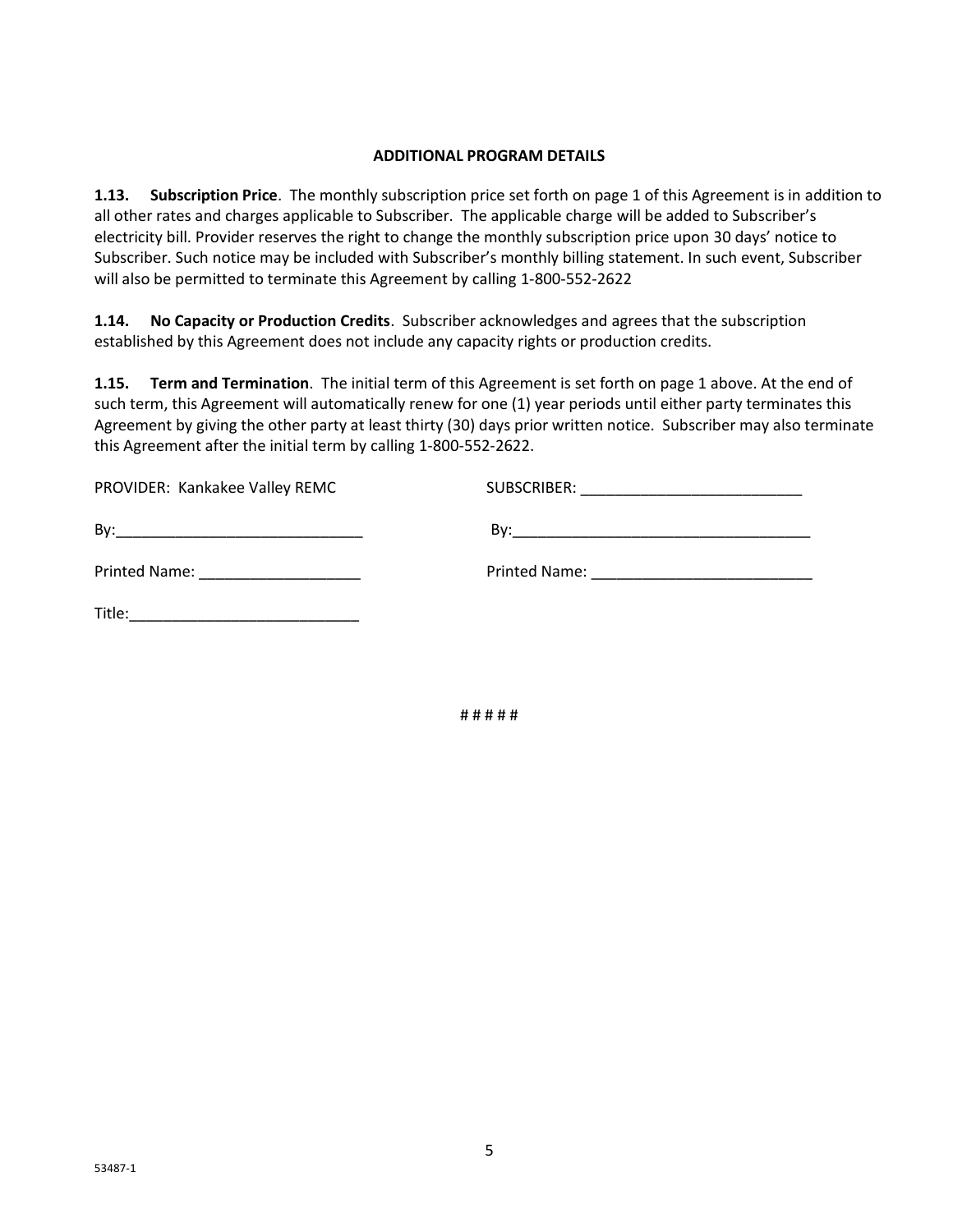## ADDITIONAL PROGRAM DETAILS

**1.13. Subscription Price**. The monthly subscription price set forth on page 1 of this Agreement is in addition to all other rates and charges applicable to Subscriber. The applicable charge will be added to Subscriber's electricity bill. Provider reserves the right to change the monthly subscription price upon 30 days' notice to Subscriber. Such notice may be included with Subscriber's monthly billing statement. In such event, Subscriber will also be permitted to terminate this Agreement by calling 1-800-552-2622

**1.14. No Capacity or Production Credits**. Subscriber acknowledges and agrees that the subscription established by this Agreement does not include any capacity rights or production credits.

**1.15. Term and Termination**. The initial term of this Agreement is set forth on page 1 above. At the end of such term, this Agreement will automatically renew for one (1) year periods until either party terminates this Agreement by giving the other party at least thirty (30) days prior written notice. Subscriber may also terminate this Agreement after the initial term by calling 1-800-552-2622.

| | |
|---|---|
| PROVIDER: Kankakee Valley REMC | SUBSCRIBER: ___________________________ |
| By:_____________________________ | By:___________________________________ |
| Printed Name: ___________________ | Printed Name: __________________________ |
| Title:___________________________ | |

# # # # #

53487-1